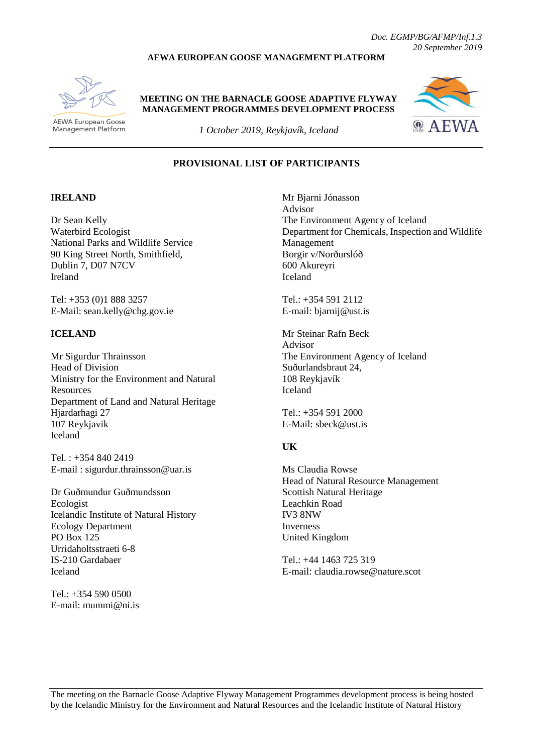*Doc. EGMP/BG/AFMP/Inf.1.3*
*20 September 2019*

**AEWA EUROPEAN GOOSE MANAGEMENT PLATFORM**

AEWA European Goose Management Platform

**MEETING ON THE BARNACLE GOOSE ADAPTIVE FLYWAY MANAGEMENT PROGRAMMES DEVELOPMENT PROCESS**

*1 October 2019, Reykjavík, Iceland*

AEWA

## PROVISIONAL LIST OF PARTICIPANTS

### IRELAND

Dr Sean Kelly
Waterbird Ecologist
National Parks and Wildlife Service
90 King Street North, Smithfield,
Dublin 7, D07 N7CV
Ireland

Tel: +353 (0)1 888 3257
E-Mail: sean.kelly@chg.gov.ie

### ICELAND

Mr Sigurdur Thrainsson
Head of Division
Ministry for the Environment and Natural Resources
Department of Land and Natural Heritage
Hjardarhagi 27
107 Reykjavik
Iceland

Tel. : +354 840 2419
E-mail : sigurdur.thrainsson@uar.is

Dr Guðmundur Guðmundsson
Ecologist
Icelandic Institute of Natural History
Ecology Department
PO Box 125
Urridaholtsstraeti 6-8
IS-210 Gardabaer
Iceland

Tel.: +354 590 0500
E-mail: mummi@ni.is

Mr Bjarni Jónasson
Advisor
The Environment Agency of Iceland
Department for Chemicals, Inspection and Wildlife Management
Borgir v/Norðurslóð
600 Akureyri
Iceland

Tel.: +354 591 2112
E-mail: bjarnij@ust.is

Mr Steinar Rafn Beck
Advisor
The Environment Agency of Iceland
Suðurlandsbraut 24,
108 Reykjavík
Iceland

Tel.: +354 591 2000
E-Mail: sbeck@ust.is

### UK

Ms Claudia Rowse
Head of Natural Resource Management
Scottish Natural Heritage
Leachkin Road
IV3 8NW
Inverness
United Kingdom

Tel.: +44 1463 725 319
E-mail: claudia.rowse@nature.scot

The meeting on the Barnacle Goose Adaptive Flyway Management Programmes development process is being hosted by the Icelandic Ministry for the Environment and Natural Resources and the Icelandic Institute of Natural History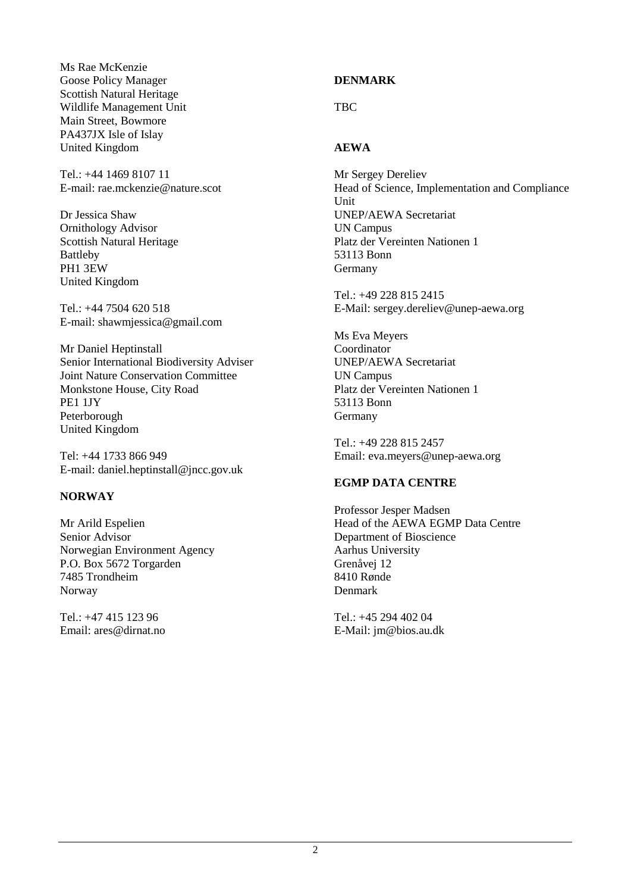Ms Rae McKenzie
Goose Policy Manager
Scottish Natural Heritage
Wildlife Management Unit
Main Street, Bowmore
PA437JX Isle of Islay
United Kingdom

Tel.: +44 1469 8107 11
E-mail: rae.mckenzie@nature.scot

Dr Jessica Shaw
Ornithology Advisor
Scottish Natural Heritage
Battleby
PH1 3EW
United Kingdom

Tel.: +44 7504 620 518
E-mail: shawmjessica@gmail.com

Mr Daniel Heptinstall
Senior International Biodiversity Adviser
Joint Nature Conservation Committee
Monkstone House, City Road
PE1 1JY
Peterborough
United Kingdom

Tel: +44 1733 866 949
E-mail: daniel.heptinstall@jncc.gov.uk

**NORWAY**

Mr Arild Espelien
Senior Advisor
Norwegian Environment Agency
P.O. Box 5672 Torgarden
7485 Trondheim
Norway

Tel.: +47 415 123 96
Email: ares@dirnat.no

**DENMARK**

TBC

**AEWA**

Mr Sergey Dereliev
Head of Science, Implementation and Compliance Unit
UNEP/AEWA Secretariat
UN Campus
Platz der Vereinten Nationen 1
53113 Bonn
Germany

Tel.: +49 228 815 2415
E-Mail: sergey.dereliev@unep-aewa.org

Ms Eva Meyers
Coordinator
UNEP/AEWA Secretariat
UN Campus
Platz der Vereinten Nationen 1
53113 Bonn
Germany

Tel.: +49 228 815 2457
Email: eva.meyers@unep-aewa.org

**EGMP DATA CENTRE**

Professor Jesper Madsen
Head of the AEWA EGMP Data Centre
Department of Bioscience
Aarhus University
Grenåvej 12
8410 Rønde
Denmark

Tel.: +45 294 402 04
E-Mail: jm@bios.au.dk